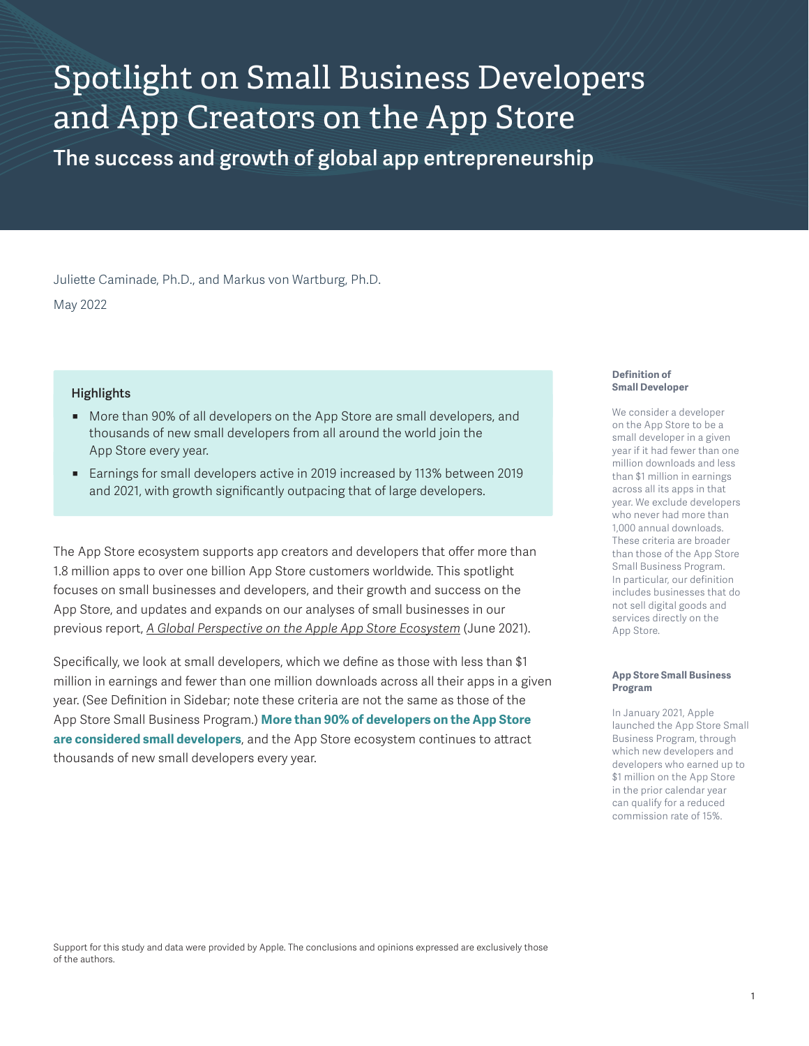# Spotlight on Small Business Developers and App Creators on the App Store

## The success and growth of global app entrepreneurship

Juliette Caminade, Ph.D., and Markus von Wartburg, Ph.D.

May 2022

### Highlights

- More than 90% of all developers on the App Store are small developers, and thousands of new small developers from all around the world join the App Store every year.
- Earnings for small developers active in 2019 increased by 113% between 2019 and 2021, with growth significantly outpacing that of large developers.

The App Store ecosystem supports app creators and developers that offer more than 1.8 million apps to over one billion App Store customers worldwide. This spotlight focuses on small businesses and developers, and their growth and success on the App Store, and updates and expands on our analyses of small businesses in our previous report, *A Global Perspective on the Apple App Store Ecosystem* (June 2021).

Specifically, we look at small developers, which we define as those with less than $1 million in earnings and fewer than one million downloads across all their apps in a given year. (See Definition in Sidebar; note these criteria are not the same as those of the App Store Small Business Program.) **More than 90% of developers on the App Store are considered small developers**, and the App Store ecosystem continues to attract thousands of new small developers every year.

**Definition of Small Developer**

We consider a developer on the App Store to be a small developer in a given year if it had fewer than one million downloads and less than $1 million in earnings across all its apps in that year. We exclude developers who never had more than 1,000 annual downloads. These criteria are broader than those of the App Store Small Business Program. In particular, our definition includes businesses that do not sell digital goods and services directly on the App Store.

**App Store Small Business Program**

In January 2021, Apple launched the App Store Small Business Program, through which new developers and developers who earned up to $1 million on the App Store in the prior calendar year can qualify for a reduced commission rate of 15%.

Support for this study and data were provided by Apple. The conclusions and opinions expressed are exclusively those of the authors.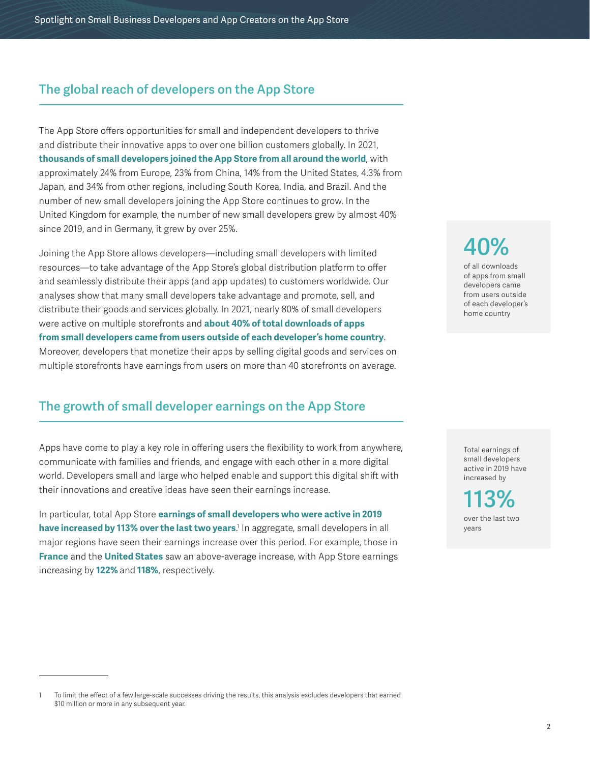## The global reach of developers on the App Store

The App Store offers opportunities for small and independent developers to thrive and distribute their innovative apps to over one billion customers globally. In 2021, **thousands of small developers joined the App Store from all around the world**, with approximately 24% from Europe, 23% from China, 14% from the United States, 4.3% from Japan, and 34% from other regions, including South Korea, India, and Brazil. And the number of new small developers joining the App Store continues to grow. In the United Kingdom for example, the number of new small developers grew by almost 40% since 2019, and in Germany, it grew by over 25%.

Joining the App Store allows developers—including small developers with limited resources—to take advantage of the App Store's global distribution platform to offer and seamlessly distribute their apps (and app updates) to customers worldwide. Our analyses show that many small developers take advantage and promote, sell, and distribute their goods and services globally. In 2021, nearly 80% of small developers were active on multiple storefronts and **about 40% of total downloads of apps from small developers came from users outside of each developer's home country**. Moreover, developers that monetize their apps by selling digital goods and services on multiple storefronts have earnings from users on more than 40 storefronts on average.

**40%**
of all downloads of apps from small developers came from users outside of each developer's home country

## The growth of small developer earnings on the App Store

Apps have come to play a key role in offering users the flexibility to work from anywhere, communicate with families and friends, and engage with each other in a more digital world. Developers small and large who helped enable and support this digital shift with their innovations and creative ideas have seen their earnings increase.

In particular, total App Store **earnings of small developers who were active in 2019 have increased by 113% over the last two years**.[1] In aggregate, small developers in all major regions have seen their earnings increase over this period. For example, those in **France** and the **United States** saw an above-average increase, with App Store earnings increasing by **122%** and **118%**, respectively.

Total earnings of small developers active in 2019 have increased by
**113%**
over the last two years

[1] To limit the effect of a few large-scale successes driving the results, this analysis excludes developers that earned $10 million or more in any subsequent year.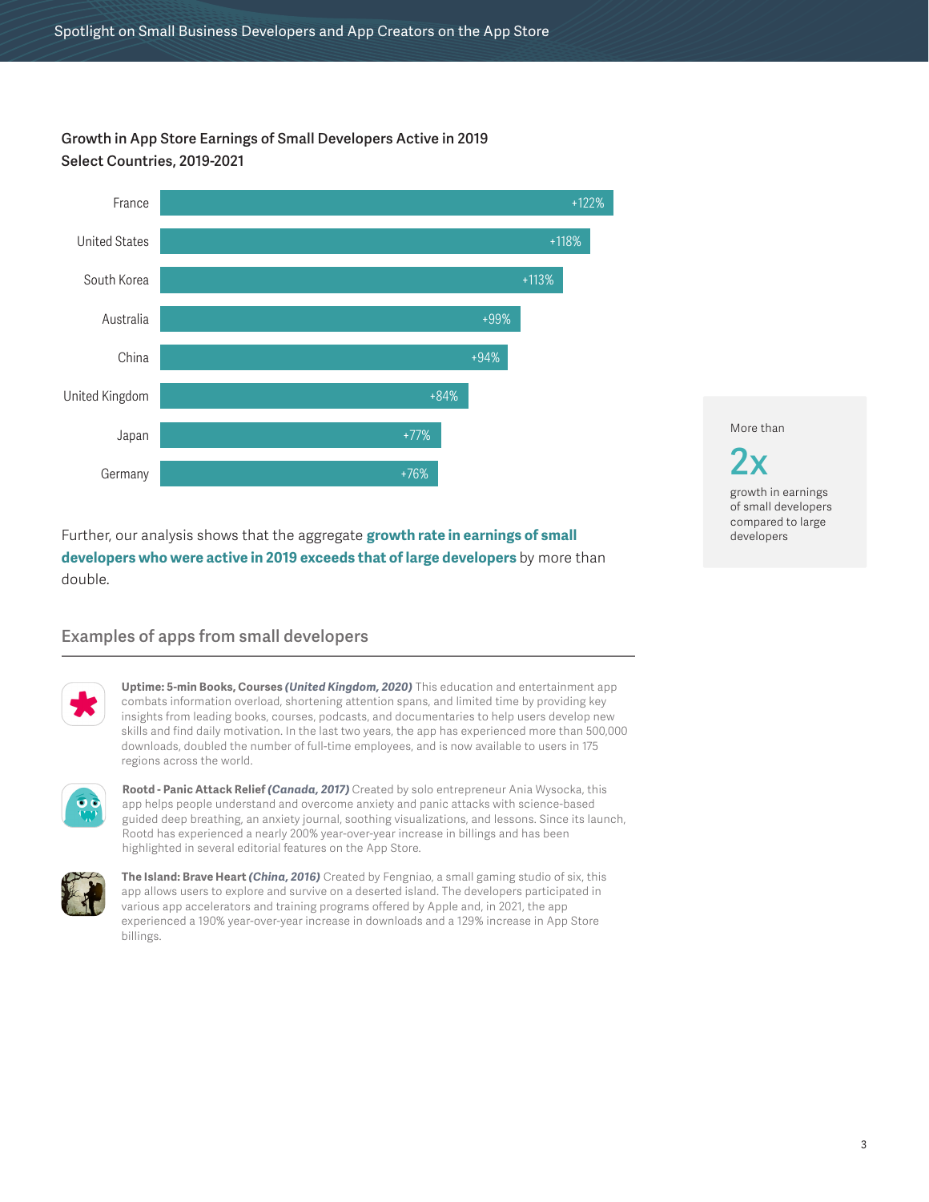### Growth in App Store Earnings of Small Developers Active in 2019
### Select Countries, 2019-2021

| Country | Growth |
|---|---|
| France | +122% |
| United States | +118% |
| South Korea | +113% |
| Australia | +99% |
| China | +94% |
| United Kingdom | +84% |
| Japan | +77% |
| Germany | +76% |

Further, our analysis shows that the aggregate **growth rate in earnings of small developers who were active in 2019 exceeds that of large developers** by more than double.

More than

**2x**

growth in earnings of small developers compared to large developers

## Examples of apps from small developers

**Uptime: 5-min Books, Courses *(United Kingdom, 2020)*** This education and entertainment app combats information overload, shortening attention spans, and limited time by providing key insights from leading books, courses, podcasts, and documentaries to help users develop new skills and find daily motivation. In the last two years, the app has experienced more than 500,000 downloads, doubled the number of full-time employees, and is now available to users in 175 regions across the world.

**Rootd - Panic Attack Relief *(Canada, 2017)*** Created by solo entrepreneur Ania Wysocka, this app helps people understand and overcome anxiety and panic attacks with science-based guided deep breathing, an anxiety journal, soothing visualizations, and lessons. Since its launch, Rootd has experienced a nearly 200% year-over-year increase in billings and has been highlighted in several editorial features on the App Store.

**The Island: Brave Heart *(China, 2016)*** Created by Fengniao, a small gaming studio of six, this app allows users to explore and survive on a deserted island. The developers participated in various app accelerators and training programs offered by Apple and, in 2021, the app experienced a 190% year-over-year increase in downloads and a 129% increase in App Store billings.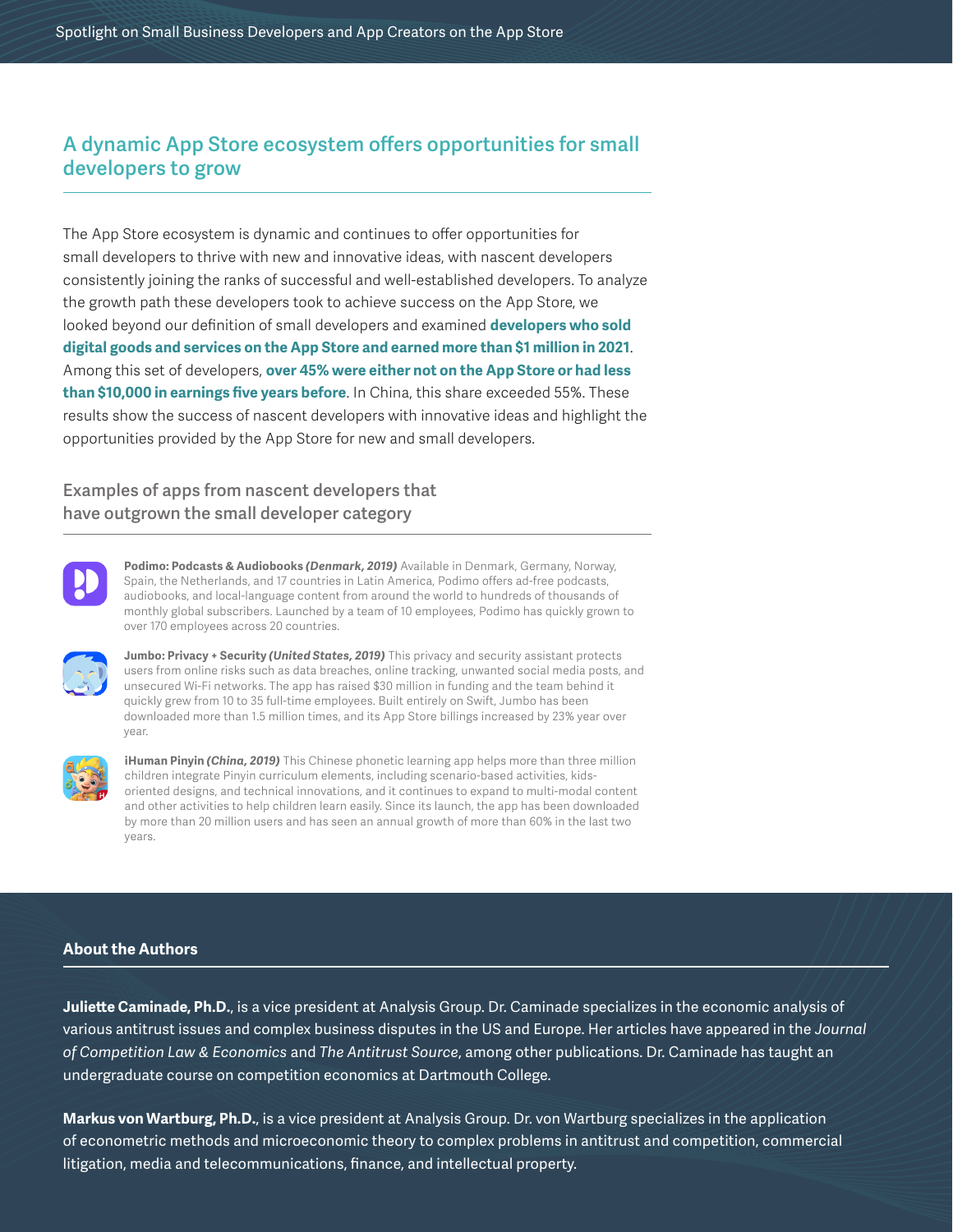## A dynamic App Store ecosystem offers opportunities for small developers to grow

The App Store ecosystem is dynamic and continues to offer opportunities for small developers to thrive with new and innovative ideas, with nascent developers consistently joining the ranks of successful and well-established developers. To analyze the growth path these developers took to achieve success on the App Store, we looked beyond our definition of small developers and examined **developers who sold digital goods and services on the App Store and earned more than $1 million in 2021**. Among this set of developers, **over 45% were either not on the App Store or had less than $10,000 in earnings five years before**. In China, this share exceeded 55%. These results show the success of nascent developers with innovative ideas and highlight the opportunities provided by the App Store for new and small developers.

### Examples of apps from nascent developers that have outgrown the small developer category

**Podimo: Podcasts & Audiobooks** ***(Denmark, 2019)*** Available in Denmark, Germany, Norway, Spain, the Netherlands, and 17 countries in Latin America, Podimo offers ad-free podcasts, audiobooks, and local-language content from around the world to hundreds of thousands of monthly global subscribers. Launched by a team of 10 employees, Podimo has quickly grown to over 170 employees across 20 countries.

**Jumbo: Privacy + Security** ***(United States, 2019)*** This privacy and security assistant protects users from online risks such as data breaches, online tracking, unwanted social media posts, and unsecured Wi-Fi networks. The app has raised $30 million in funding and the team behind it quickly grew from 10 to 35 full-time employees. Built entirely on Swift, Jumbo has been downloaded more than 1.5 million times, and its App Store billings increased by 23% year over year.

**iHuman Pinyin** ***(China, 2019)*** This Chinese phonetic learning app helps more than three million children integrate Pinyin curriculum elements, including scenario-based activities, kids-oriented designs, and technical innovations, and it continues to expand to multi-modal content and other activities to help children learn easily. Since its launch, the app has been downloaded by more than 20 million users and has seen an annual growth of more than 60% in the last two years.

### About the Authors

**Juliette Caminade, Ph.D.**, is a vice president at Analysis Group. Dr. Caminade specializes in the economic analysis of various antitrust issues and complex business disputes in the US and Europe. Her articles have appeared in the *Journal of Competition Law & Economics* and *The Antitrust Source*, among other publications. Dr. Caminade has taught an undergraduate course on competition economics at Dartmouth College.

**Markus von Wartburg, Ph.D.**, is a vice president at Analysis Group. Dr. von Wartburg specializes in the application of econometric methods and microeconomic theory to complex problems in antitrust and competition, commercial litigation, media and telecommunications, finance, and intellectual property.